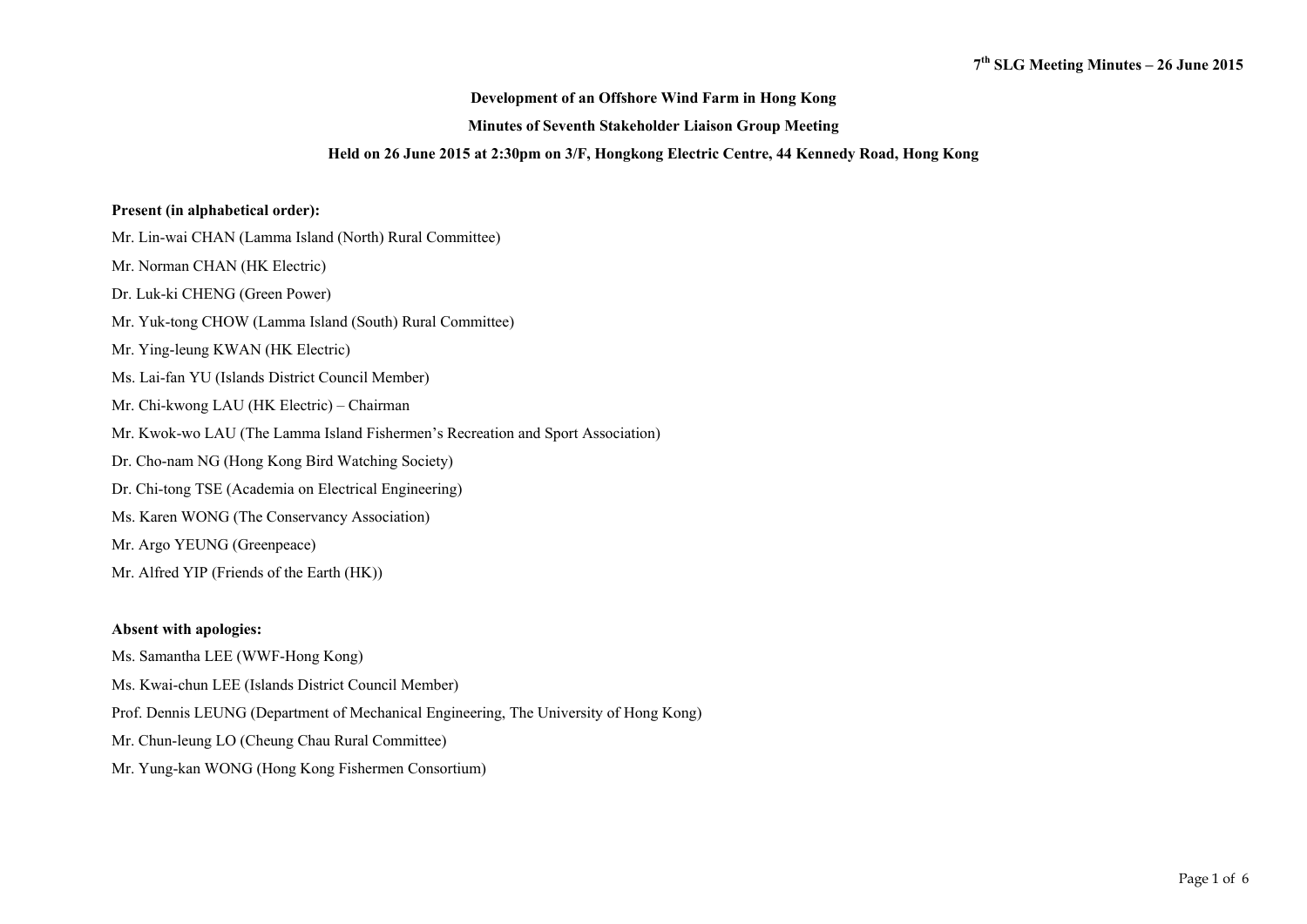**Development of an Offshore Wind Farm in Hong Kong**

**Minutes of Seventh Stakeholder Liaison Group Meeting**

**Held on 26 June 2015 at 2:30pm on 3/F, Hongkong Electric Centre, 44 Kennedy Road, Hong Kong**

**Present (in alphabetical order):**

Mr. Lin-wai CHAN (Lamma Island (North) Rural Committee)

Mr. Norman CHAN (HK Electric)

Dr. Luk-ki CHENG (Green Power)

Mr. Yuk-tong CHOW (Lamma Island (South) Rural Committee)

Mr. Ying-leung KWAN (HK Electric)

Ms. Lai-fan YU (Islands District Council Member)

Mr. Chi-kwong LAU (HK Electric) – Chairman

Mr. Kwok-wo LAU (The Lamma Island Fishermen's Recreation and Sport Association)

Dr. Cho-nam NG (Hong Kong Bird Watching Society)

Dr. Chi-tong TSE (Academia on Electrical Engineering)

Ms. Karen WONG (The Conservancy Association)

Mr. Argo YEUNG (Greenpeace)

Mr. Alfred YIP (Friends of the Earth (HK))

**Absent with apologies:**

Ms. Samantha LEE (WWF-Hong Kong)

Ms. Kwai-chun LEE (Islands District Council Member)

Prof. Dennis LEUNG (Department of Mechanical Engineering, The University of Hong Kong)

Mr. Chun-leung LO (Cheung Chau Rural Committee)

Mr. Yung-kan WONG (Hong Kong Fishermen Consortium)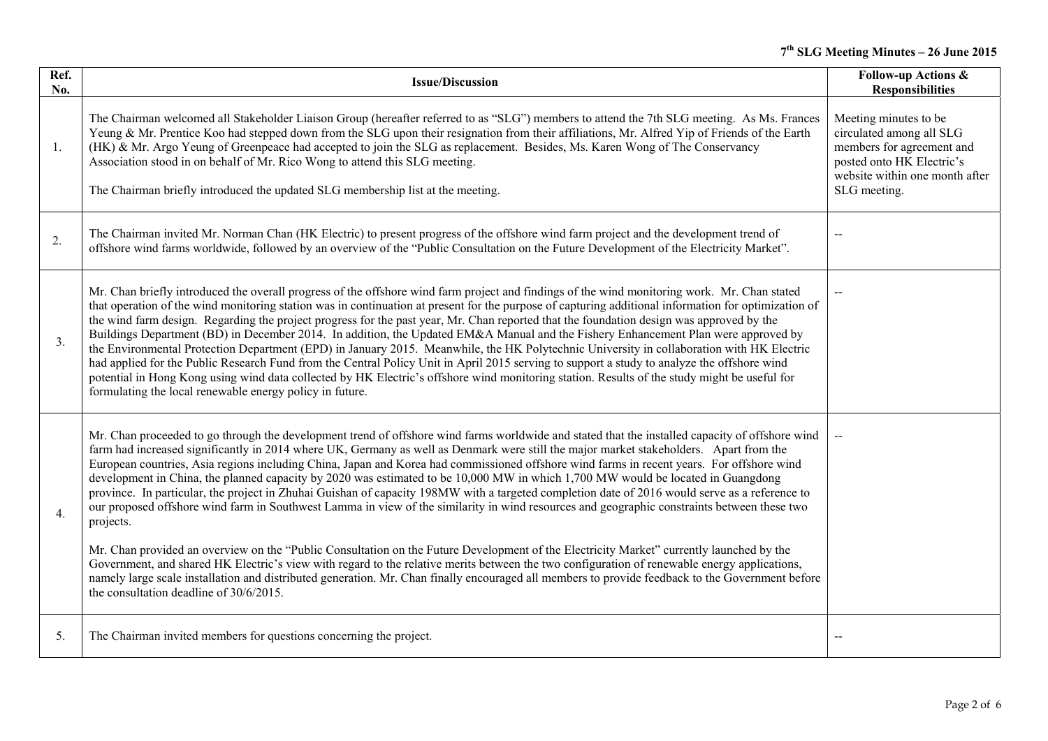| Ref. No. | Issue/Discussion | Follow-up Actions & Responsibilities |
|---|---|---|
| 1. | The Chairman welcomed all Stakeholder Liaison Group (hereafter referred to as "SLG") members to attend the 7th SLG meeting. As Ms. Frances Yeung & Mr. Prentice Koo had stepped down from the SLG upon their resignation from their affiliations, Mr. Alfred Yip of Friends of the Earth (HK) & Mr. Argo Yeung of Greenpeace had accepted to join the SLG as replacement. Besides, Ms. Karen Wong of The Conservancy Association stood in on behalf of Mr. Rico Wong to attend this SLG meeting.<br><br>The Chairman briefly introduced the updated SLG membership list at the meeting. | Meeting minutes to be circulated among all SLG members for agreement and posted onto HK Electric's website within one month after SLG meeting. |
| 2. | The Chairman invited Mr. Norman Chan (HK Electric) to present progress of the offshore wind farm project and the development trend of offshore wind farms worldwide, followed by an overview of the "Public Consultation on the Future Development of the Electricity Market". | -- |
| 3. | Mr. Chan briefly introduced the overall progress of the offshore wind farm project and findings of the wind monitoring work. Mr. Chan stated that operation of the wind monitoring station was in continuation at present for the purpose of capturing additional information for optimization of the wind farm design. Regarding the project progress for the past year, Mr. Chan reported that the foundation design was approved by the Buildings Department (BD) in December 2014. In addition, the Updated EM&A Manual and the Fishery Enhancement Plan were approved by the Environmental Protection Department (EPD) in January 2015. Meanwhile, the HK Polytechnic University in collaboration with HK Electric had applied for the Public Research Fund from the Central Policy Unit in April 2015 serving to support a study to analyze the offshore wind potential in Hong Kong using wind data collected by HK Electric's offshore wind monitoring station. Results of the study might be useful for formulating the local renewable energy policy in future. | -- |
| 4. | Mr. Chan proceeded to go through the development trend of offshore wind farms worldwide and stated that the installed capacity of offshore wind farm had increased significantly in 2014 where UK, Germany as well as Denmark were still the major market stakeholders. Apart from the European countries, Asia regions including China, Japan and Korea had commissioned offshore wind farms in recent years. For offshore wind development in China, the planned capacity by 2020 was estimated to be 10,000 MW in which 1,700 MW would be located in Guangdong province. In particular, the project in Zhuhai Guishan of capacity 198MW with a targeted completion date of 2016 would serve as a reference to our proposed offshore wind farm in Southwest Lamma in view of the similarity in wind resources and geographic constraints between these two projects.<br><br>Mr. Chan provided an overview on the "Public Consultation on the Future Development of the Electricity Market" currently launched by the Government, and shared HK Electric's view with regard to the relative merits between the two configuration of renewable energy applications, namely large scale installation and distributed generation. Mr. Chan finally encouraged all members to provide feedback to the Government before the consultation deadline of 30/6/2015. | -- |
| 5. | The Chairman invited members for questions concerning the project. | -- |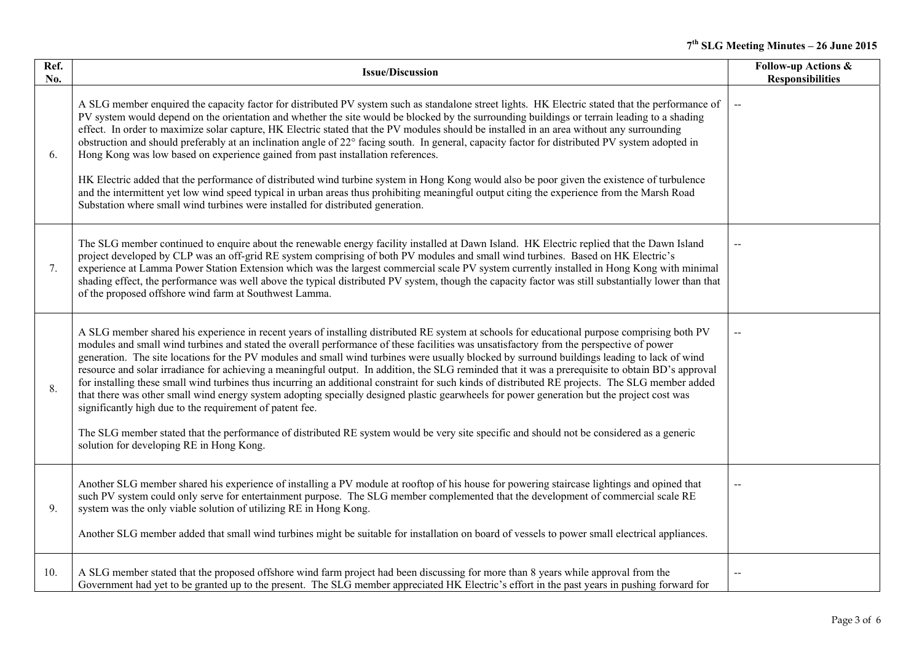| Ref. No. | Issue/Discussion | Follow-up Actions & Responsibilities |
|---|---|---|
| 6. | A SLG member enquired the capacity factor for distributed PV system such as standalone street lights. HK Electric stated that the performance of PV system would depend on the orientation and whether the site would be blocked by the surrounding buildings or terrain leading to a shading effect. In order to maximize solar capture, HK Electric stated that the PV modules should be installed in an area without any surrounding obstruction and should preferably at an inclination angle of 22° facing south. In general, capacity factor for distributed PV system adopted in Hong Kong was low based on experience gained from past installation references.<br><br>HK Electric added that the performance of distributed wind turbine system in Hong Kong would also be poor given the existence of turbulence and the intermittent yet low wind speed typical in urban areas thus prohibiting meaningful output citing the experience from the Marsh Road Substation where small wind turbines were installed for distributed generation. | -- |
| 7. | The SLG member continued to enquire about the renewable energy facility installed at Dawn Island. HK Electric replied that the Dawn Island project developed by CLP was an off-grid RE system comprising of both PV modules and small wind turbines. Based on HK Electric's experience at Lamma Power Station Extension which was the largest commercial scale PV system currently installed in Hong Kong with minimal shading effect, the performance was well above the typical distributed PV system, though the capacity factor was still substantially lower than that of the proposed offshore wind farm at Southwest Lamma. | -- |
| 8. | A SLG member shared his experience in recent years of installing distributed RE system at schools for educational purpose comprising both PV modules and small wind turbines and stated the overall performance of these facilities was unsatisfactory from the perspective of power generation. The site locations for the PV modules and small wind turbines were usually blocked by surround buildings leading to lack of wind resource and solar irradiance for achieving a meaningful output. In addition, the SLG reminded that it was a prerequisite to obtain BD's approval for installing these small wind turbines thus incurring an additional constraint for such kinds of distributed RE projects. The SLG member added that there was other small wind energy system adopting specially designed plastic gearwheels for power generation but the project cost was significantly high due to the requirement of patent fee.<br><br>The SLG member stated that the performance of distributed RE system would be very site specific and should not be considered as a generic solution for developing RE in Hong Kong. | -- |
| 9. | Another SLG member shared his experience of installing a PV module at rooftop of his house for powering staircase lightings and opined that such PV system could only serve for entertainment purpose. The SLG member complemented that the development of commercial scale RE system was the only viable solution of utilizing RE in Hong Kong.<br><br>Another SLG member added that small wind turbines might be suitable for installation on board of vessels to power small electrical appliances. | -- |
| 10. | A SLG member stated that the proposed offshore wind farm project had been discussing for more than 8 years while approval from the Government had yet to be granted up to the present. The SLG member appreciated HK Electric's effort in the past years in pushing forward for | -- |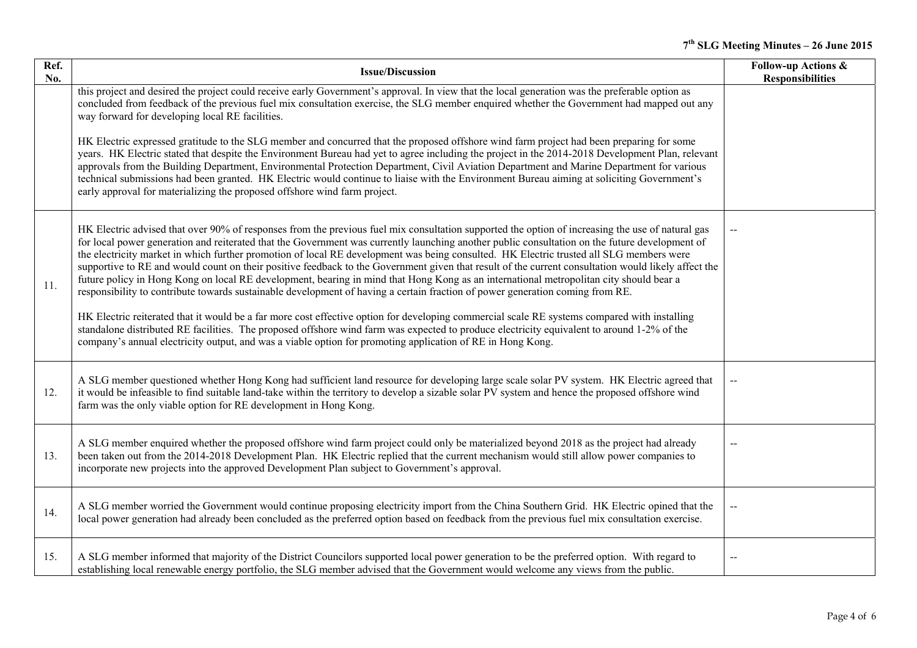| Ref. No. | Issue/Discussion | Follow-up Actions & Responsibilities |
|---|---|---|
| | this project and desired the project could receive early Government's approval. In view that the local generation was the preferable option as concluded from feedback of the previous fuel mix consultation exercise, the SLG member enquired whether the Government had mapped out any way forward for developing local RE facilities.<br><br>HK Electric expressed gratitude to the SLG member and concurred that the proposed offshore wind farm project had been preparing for some years. HK Electric stated that despite the Environment Bureau had yet to agree including the project in the 2014-2018 Development Plan, relevant approvals from the Building Department, Environmental Protection Department, Civil Aviation Department and Marine Department for various technical submissions had been granted. HK Electric would continue to liaise with the Environment Bureau aiming at soliciting Government's early approval for materializing the proposed offshore wind farm project. | |
| 11. | HK Electric advised that over 90% of responses from the previous fuel mix consultation supported the option of increasing the use of natural gas for local power generation and reiterated that the Government was currently launching another public consultation on the future development of the electricity market in which further promotion of local RE development was being consulted. HK Electric trusted all SLG members were supportive to RE and would count on their positive feedback to the Government given that result of the current consultation would likely affect the future policy in Hong Kong on local RE development, bearing in mind that Hong Kong as an international metropolitan city should bear a responsibility to contribute towards sustainable development of having a certain fraction of power generation coming from RE.<br><br>HK Electric reiterated that it would be a far more cost effective option for developing commercial scale RE systems compared with installing standalone distributed RE facilities. The proposed offshore wind farm was expected to produce electricity equivalent to around 1-2% of the company's annual electricity output, and was a viable option for promoting application of RE in Hong Kong. | -- |
| 12. | A SLG member questioned whether Hong Kong had sufficient land resource for developing large scale solar PV system. HK Electric agreed that it would be infeasible to find suitable land-take within the territory to develop a sizable solar PV system and hence the proposed offshore wind farm was the only viable option for RE development in Hong Kong. | -- |
| 13. | A SLG member enquired whether the proposed offshore wind farm project could only be materialized beyond 2018 as the project had already been taken out from the 2014-2018 Development Plan. HK Electric replied that the current mechanism would still allow power companies to incorporate new projects into the approved Development Plan subject to Government's approval. | -- |
| 14. | A SLG member worried the Government would continue proposing electricity import from the China Southern Grid. HK Electric opined that the local power generation had already been concluded as the preferred option based on feedback from the previous fuel mix consultation exercise. | -- |
| 15. | A SLG member informed that majority of the District Councilors supported local power generation to be the preferred option. With regard to establishing local renewable energy portfolio, the SLG member advised that the Government would welcome any views from the public. | -- |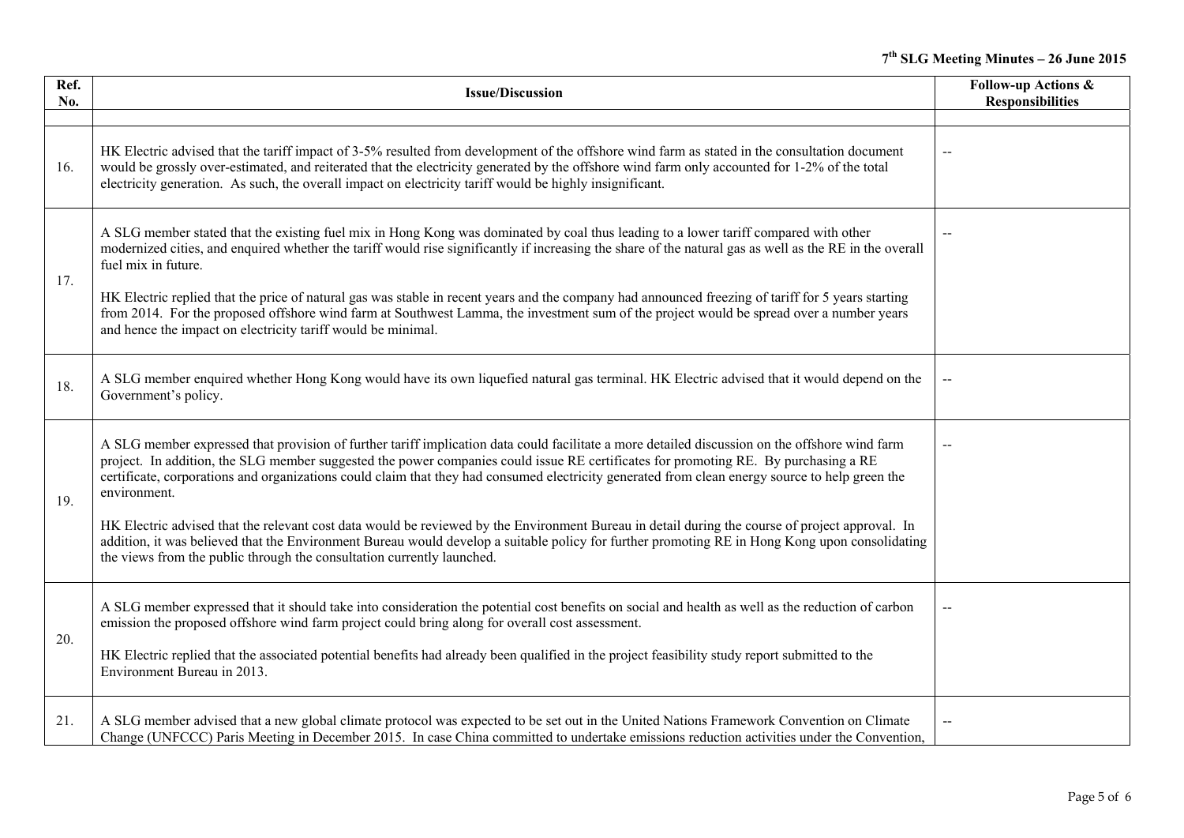| Ref. No. | Issue/Discussion | Follow-up Actions & Responsibilities |
|---|---|---|
| | | |
| 16. | HK Electric advised that the tariff impact of 3-5% resulted from development of the offshore wind farm as stated in the consultation document would be grossly over-estimated, and reiterated that the electricity generated by the offshore wind farm only accounted for 1-2% of the total electricity generation. As such, the overall impact on electricity tariff would be highly insignificant. | -- |
| 17. | A SLG member stated that the existing fuel mix in Hong Kong was dominated by coal thus leading to a lower tariff compared with other modernized cities, and enquired whether the tariff would rise significantly if increasing the share of the natural gas as well as the RE in the overall fuel mix in future.<br><br>HK Electric replied that the price of natural gas was stable in recent years and the company had announced freezing of tariff for 5 years starting from 2014. For the proposed offshore wind farm at Southwest Lamma, the investment sum of the project would be spread over a number years and hence the impact on electricity tariff would be minimal. | -- |
| 18. | A SLG member enquired whether Hong Kong would have its own liquefied natural gas terminal. HK Electric advised that it would depend on the Government's policy. | -- |
| 19. | A SLG member expressed that provision of further tariff implication data could facilitate a more detailed discussion on the offshore wind farm project. In addition, the SLG member suggested the power companies could issue RE certificates for promoting RE. By purchasing a RE certificate, corporations and organizations could claim that they had consumed electricity generated from clean energy source to help green the environment.<br><br>HK Electric advised that the relevant cost data would be reviewed by the Environment Bureau in detail during the course of project approval. In addition, it was believed that the Environment Bureau would develop a suitable policy for further promoting RE in Hong Kong upon consolidating the views from the public through the consultation currently launched. | -- |
| 20. | A SLG member expressed that it should take into consideration the potential cost benefits on social and health as well as the reduction of carbon emission the proposed offshore wind farm project could bring along for overall cost assessment.<br><br>HK Electric replied that the associated potential benefits had already been qualified in the project feasibility study report submitted to the Environment Bureau in 2013. | -- |
| 21. | A SLG member advised that a new global climate protocol was expected to be set out in the United Nations Framework Convention on Climate Change (UNFCCC) Paris Meeting in December 2015. In case China committed to undertake emissions reduction activities under the Convention, | -- |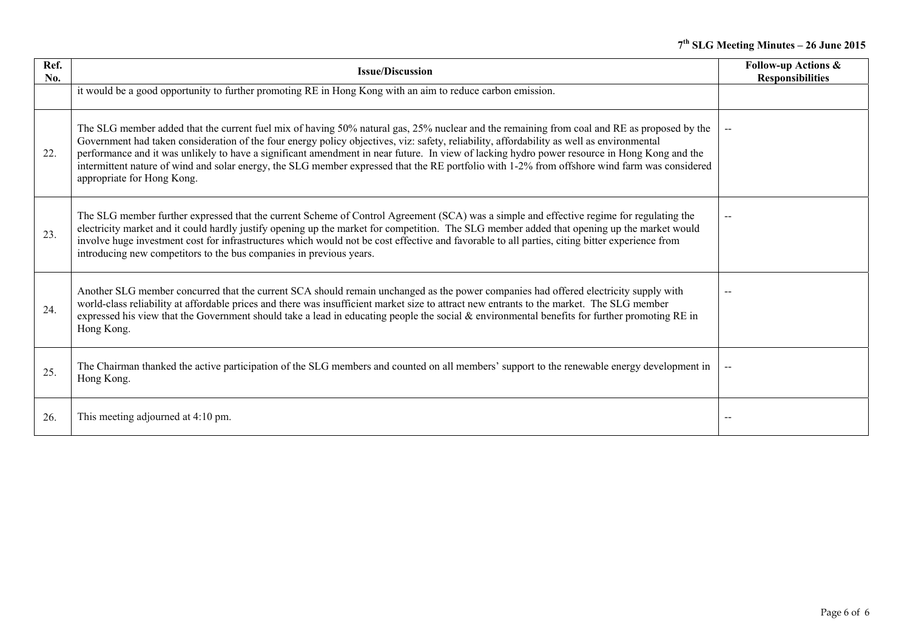| Ref. No. | Issue/Discussion | Follow-up Actions & Responsibilities |
|---|---|---|
| | it would be a good opportunity to further promoting RE in Hong Kong with an aim to reduce carbon emission. | |
| 22. | The SLG member added that the current fuel mix of having 50% natural gas, 25% nuclear and the remaining from coal and RE as proposed by the Government had taken consideration of the four energy policy objectives, viz: safety, reliability, affordability as well as environmental performance and it was unlikely to have a significant amendment in near future. In view of lacking hydro power resource in Hong Kong and the intermittent nature of wind and solar energy, the SLG member expressed that the RE portfolio with 1-2% from offshore wind farm was considered appropriate for Hong Kong. | -- |
| 23. | The SLG member further expressed that the current Scheme of Control Agreement (SCA) was a simple and effective regime for regulating the electricity market and it could hardly justify opening up the market for competition. The SLG member added that opening up the market would involve huge investment cost for infrastructures which would not be cost effective and favorable to all parties, citing bitter experience from introducing new competitors to the bus companies in previous years. | -- |
| 24. | Another SLG member concurred that the current SCA should remain unchanged as the power companies had offered electricity supply with world-class reliability at affordable prices and there was insufficient market size to attract new entrants to the market. The SLG member expressed his view that the Government should take a lead in educating people the social & environmental benefits for further promoting RE in Hong Kong. | -- |
| 25. | The Chairman thanked the active participation of the SLG members and counted on all members' support to the renewable energy development in Hong Kong. | -- |
| 26. | This meeting adjourned at 4:10 pm. | -- |